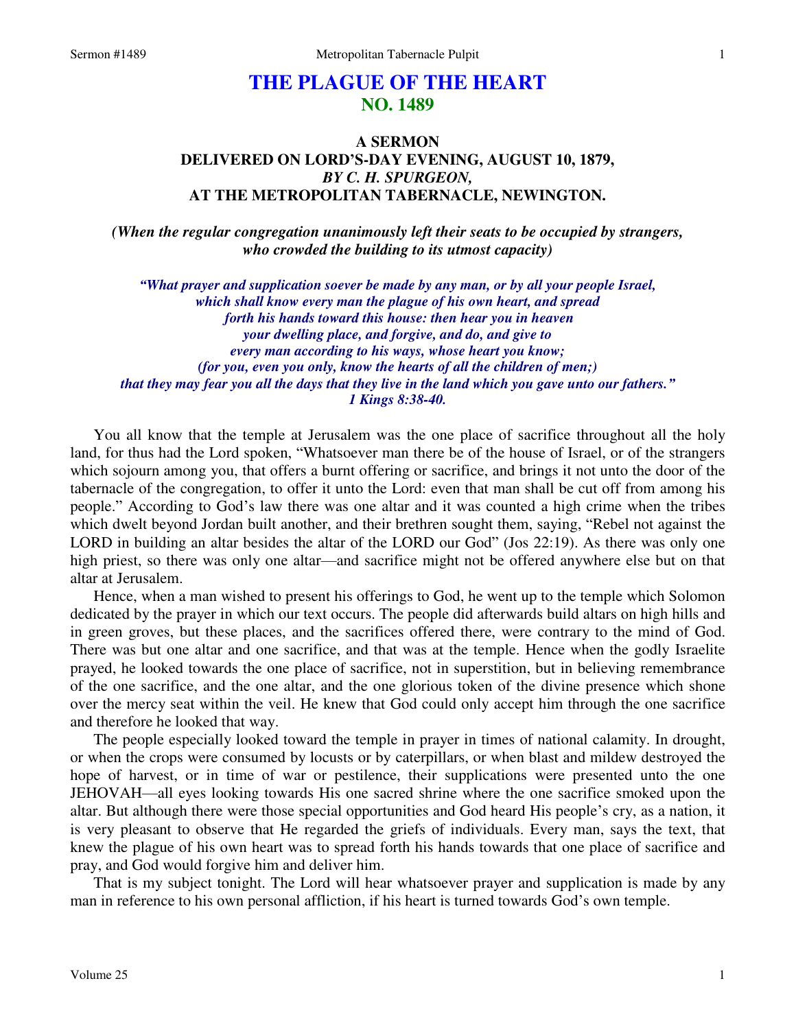# THE PLAGUE OF THE HEART
## NO. 1489

### A SERMON
### DELIVERED ON LORD'S-DAY EVENING, AUGUST 10, 1879,
### *BY C. H. SPURGEON,*
### AT THE METROPOLITAN TABERNACLE, NEWINGTON.

***(When the regular congregation unanimously left their seats to be occupied by strangers, who crowded the building to its utmost capacity)***

***"What prayer and supplication soever be made by any man, or by all your people Israel, which shall know every man the plague of his own heart, and spread forth his hands toward this house: then hear you in heaven your dwelling place, and forgive, and do, and give to every man according to his ways, whose heart you know; (for you, even you only, know the hearts of all the children of men;) that they may fear you all the days that they live in the land which you gave unto our fathers." 1 Kings 8:38-40.***

You all know that the temple at Jerusalem was the one place of sacrifice throughout all the holy land, for thus had the Lord spoken, "Whatsoever man there be of the house of Israel, or of the strangers which sojourn among you, that offers a burnt offering or sacrifice, and brings it not unto the door of the tabernacle of the congregation, to offer it unto the Lord: even that man shall be cut off from among his people." According to God's law there was one altar and it was counted a high crime when the tribes which dwelt beyond Jordan built another, and their brethren sought them, saying, "Rebel not against the LORD in building an altar besides the altar of the LORD our God" (Jos 22:19). As there was only one high priest, so there was only one altar—and sacrifice might not be offered anywhere else but on that altar at Jerusalem.

Hence, when a man wished to present his offerings to God, he went up to the temple which Solomon dedicated by the prayer in which our text occurs. The people did afterwards build altars on high hills and in green groves, but these places, and the sacrifices offered there, were contrary to the mind of God. There was but one altar and one sacrifice, and that was at the temple. Hence when the godly Israelite prayed, he looked towards the one place of sacrifice, not in superstition, but in believing remembrance of the one sacrifice, and the one altar, and the one glorious token of the divine presence which shone over the mercy seat within the veil. He knew that God could only accept him through the one sacrifice and therefore he looked that way.

The people especially looked toward the temple in prayer in times of national calamity. In drought, or when the crops were consumed by locusts or by caterpillars, or when blast and mildew destroyed the hope of harvest, or in time of war or pestilence, their supplications were presented unto the one JEHOVAH—all eyes looking towards His one sacred shrine where the one sacrifice smoked upon the altar. But although there were those special opportunities and God heard His people's cry, as a nation, it is very pleasant to observe that He regarded the griefs of individuals. Every man, says the text, that knew the plague of his own heart was to spread forth his hands towards that one place of sacrifice and pray, and God would forgive him and deliver him.

That is my subject tonight. The Lord will hear whatsoever prayer and supplication is made by any man in reference to his own personal affliction, if his heart is turned towards God's own temple.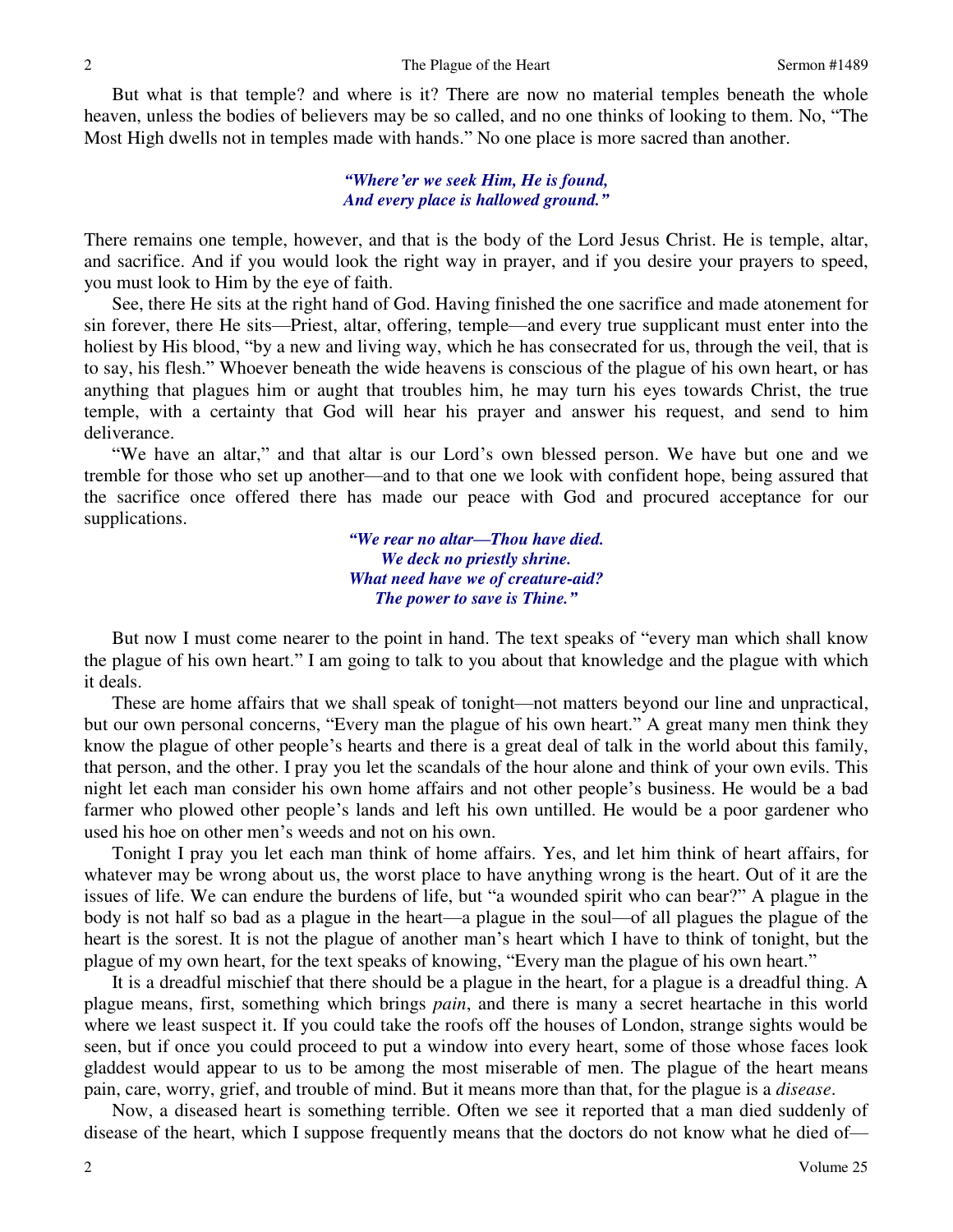But what is that temple? and where is it? There are now no material temples beneath the whole heaven, unless the bodies of believers may be so called, and no one thinks of looking to them. No, "The Most High dwells not in temples made with hands." No one place is more sacred than another.

> ***"Where'er we seek Him, He is found,***
> ***And every place is hallowed ground."***

There remains one temple, however, and that is the body of the Lord Jesus Christ. He is temple, altar, and sacrifice. And if you would look the right way in prayer, and if you desire your prayers to speed, you must look to Him by the eye of faith.

See, there He sits at the right hand of God. Having finished the one sacrifice and made atonement for sin forever, there He sits—Priest, altar, offering, temple—and every true supplicant must enter into the holiest by His blood, "by a new and living way, which he has consecrated for us, through the veil, that is to say, his flesh." Whoever beneath the wide heavens is conscious of the plague of his own heart, or has anything that plagues him or aught that troubles him, he may turn his eyes towards Christ, the true temple, with a certainty that God will hear his prayer and answer his request, and send to him deliverance.

"We have an altar," and that altar is our Lord's own blessed person. We have but one and we tremble for those who set up another—and to that one we look with confident hope, being assured that the sacrifice once offered there has made our peace with God and procured acceptance for our supplications.

> ***"We rear no altar—Thou have died.***
> ***We deck no priestly shrine.***
> ***What need have we of creature-aid?***
> ***The power to save is Thine."***

But now I must come nearer to the point in hand. The text speaks of "every man which shall know the plague of his own heart." I am going to talk to you about that knowledge and the plague with which it deals.

These are home affairs that we shall speak of tonight—not matters beyond our line and unpractical, but our own personal concerns, "Every man the plague of his own heart." A great many men think they know the plague of other people's hearts and there is a great deal of talk in the world about this family, that person, and the other. I pray you let the scandals of the hour alone and think of your own evils. This night let each man consider his own home affairs and not other people's business. He would be a bad farmer who plowed other people's lands and left his own untilled. He would be a poor gardener who used his hoe on other men's weeds and not on his own.

Tonight I pray you let each man think of home affairs. Yes, and let him think of heart affairs, for whatever may be wrong about us, the worst place to have anything wrong is the heart. Out of it are the issues of life. We can endure the burdens of life, but "a wounded spirit who can bear?" A plague in the body is not half so bad as a plague in the heart—a plague in the soul—of all plagues the plague of the heart is the sorest. It is not the plague of another man's heart which I have to think of tonight, but the plague of my own heart, for the text speaks of knowing, "Every man the plague of his own heart."

It is a dreadful mischief that there should be a plague in the heart, for a plague is a dreadful thing. A plague means, first, something which brings *pain*, and there is many a secret heartache in this world where we least suspect it. If you could take the roofs off the houses of London, strange sights would be seen, but if once you could proceed to put a window into every heart, some of those whose faces look gladdest would appear to us to be among the most miserable of men. The plague of the heart means pain, care, worry, grief, and trouble of mind. But it means more than that, for the plague is a *disease*.

Now, a diseased heart is something terrible. Often we see it reported that a man died suddenly of disease of the heart, which I suppose frequently means that the doctors do not know what he died of—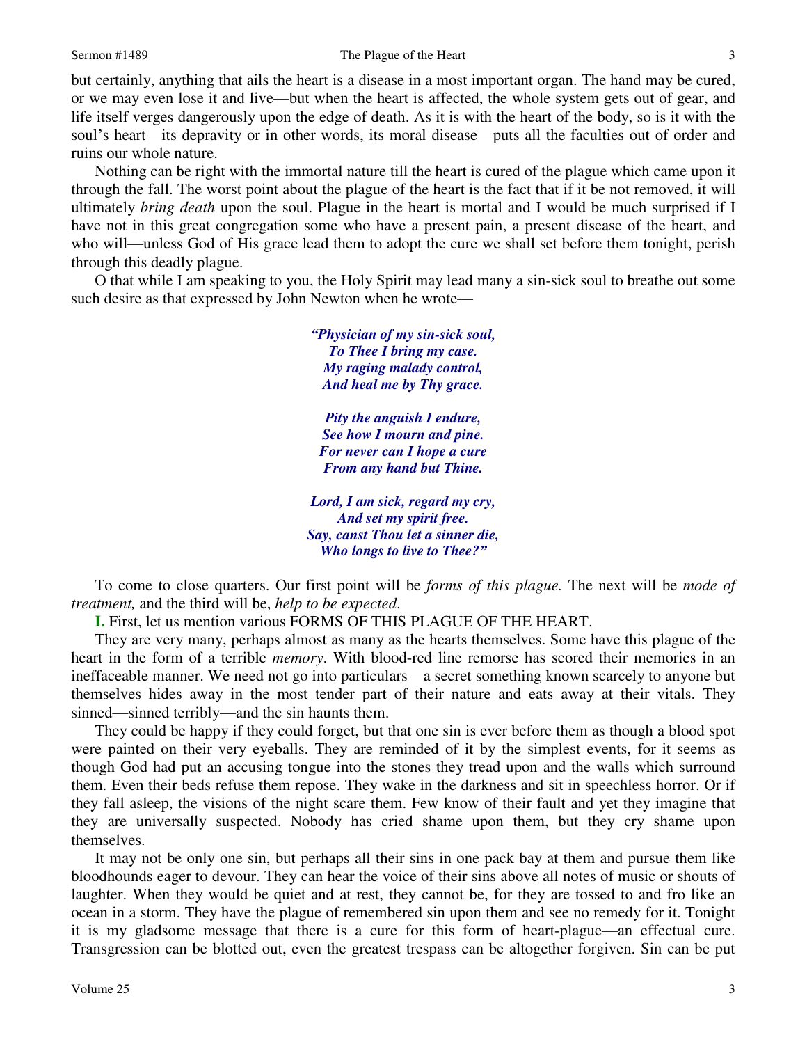but certainly, anything that ails the heart is a disease in a most important organ. The hand may be cured, or we may even lose it and live—but when the heart is affected, the whole system gets out of gear, and life itself verges dangerously upon the edge of death. As it is with the heart of the body, so is it with the soul's heart—its depravity or in other words, its moral disease—puts all the faculties out of order and ruins our whole nature.

Nothing can be right with the immortal nature till the heart is cured of the plague which came upon it through the fall. The worst point about the plague of the heart is the fact that if it be not removed, it will ultimately *bring death* upon the soul. Plague in the heart is mortal and I would be much surprised if I have not in this great congregation some who have a present pain, a present disease of the heart, and who will—unless God of His grace lead them to adopt the cure we shall set before them tonight, perish through this deadly plague.

O that while I am speaking to you, the Holy Spirit may lead many a sin-sick soul to breathe out some such desire as that expressed by John Newton when he wrote—

> ***"Physician of my sin-sick soul,***
> ***To Thee I bring my case.***
> ***My raging malady control,***
> ***And heal me by Thy grace.***
>
> ***Pity the anguish I endure,***
> ***See how I mourn and pine.***
> ***For never can I hope a cure***
> ***From any hand but Thine.***
>
> ***Lord, I am sick, regard my cry,***
> ***And set my spirit free.***
> ***Say, canst Thou let a sinner die,***
> ***Who longs to live to Thee?"***

To come to close quarters. Our first point will be *forms of this plague.* The next will be *mode of treatment,* and the third will be, *help to be expected*.

**I.** First, let us mention various FORMS OF THIS PLAGUE OF THE HEART.

They are very many, perhaps almost as many as the hearts themselves. Some have this plague of the heart in the form of a terrible *memory*. With blood-red line remorse has scored their memories in an ineffaceable manner. We need not go into particulars—a secret something known scarcely to anyone but themselves hides away in the most tender part of their nature and eats away at their vitals. They sinned—sinned terribly—and the sin haunts them.

They could be happy if they could forget, but that one sin is ever before them as though a blood spot were painted on their very eyeballs. They are reminded of it by the simplest events, for it seems as though God had put an accusing tongue into the stones they tread upon and the walls which surround them. Even their beds refuse them repose. They wake in the darkness and sit in speechless horror. Or if they fall asleep, the visions of the night scare them. Few know of their fault and yet they imagine that they are universally suspected. Nobody has cried shame upon them, but they cry shame upon themselves.

It may not be only one sin, but perhaps all their sins in one pack bay at them and pursue them like bloodhounds eager to devour. They can hear the voice of their sins above all notes of music or shouts of laughter. When they would be quiet and at rest, they cannot be, for they are tossed to and fro like an ocean in a storm. They have the plague of remembered sin upon them and see no remedy for it. Tonight it is my gladsome message that there is a cure for this form of heart-plague—an effectual cure. Transgression can be blotted out, even the greatest trespass can be altogether forgiven. Sin can be put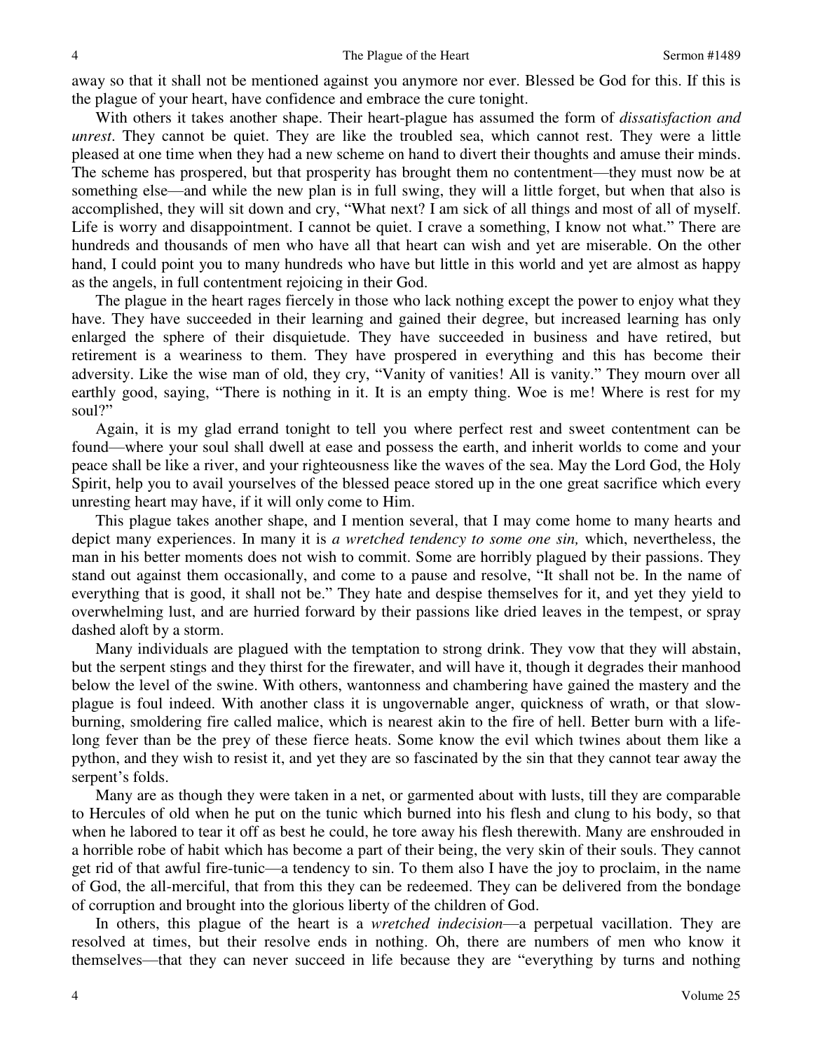away so that it shall not be mentioned against you anymore nor ever. Blessed be God for this. If this is the plague of your heart, have confidence and embrace the cure tonight.

With others it takes another shape. Their heart-plague has assumed the form of *dissatisfaction and unrest*. They cannot be quiet. They are like the troubled sea, which cannot rest. They were a little pleased at one time when they had a new scheme on hand to divert their thoughts and amuse their minds. The scheme has prospered, but that prosperity has brought them no contentment—they must now be at something else—and while the new plan is in full swing, they will a little forget, but when that also is accomplished, they will sit down and cry, "What next? I am sick of all things and most of all of myself. Life is worry and disappointment. I cannot be quiet. I crave a something, I know not what." There are hundreds and thousands of men who have all that heart can wish and yet are miserable. On the other hand, I could point you to many hundreds who have but little in this world and yet are almost as happy as the angels, in full contentment rejoicing in their God.

The plague in the heart rages fiercely in those who lack nothing except the power to enjoy what they have. They have succeeded in their learning and gained their degree, but increased learning has only enlarged the sphere of their disquietude. They have succeeded in business and have retired, but retirement is a weariness to them. They have prospered in everything and this has become their adversity. Like the wise man of old, they cry, "Vanity of vanities! All is vanity." They mourn over all earthly good, saying, "There is nothing in it. It is an empty thing. Woe is me! Where is rest for my soul?"

Again, it is my glad errand tonight to tell you where perfect rest and sweet contentment can be found—where your soul shall dwell at ease and possess the earth, and inherit worlds to come and your peace shall be like a river, and your righteousness like the waves of the sea. May the Lord God, the Holy Spirit, help you to avail yourselves of the blessed peace stored up in the one great sacrifice which every unresting heart may have, if it will only come to Him.

This plague takes another shape, and I mention several, that I may come home to many hearts and depict many experiences. In many it is *a wretched tendency to some one sin,* which, nevertheless, the man in his better moments does not wish to commit. Some are horribly plagued by their passions. They stand out against them occasionally, and come to a pause and resolve, "It shall not be. In the name of everything that is good, it shall not be." They hate and despise themselves for it, and yet they yield to overwhelming lust, and are hurried forward by their passions like dried leaves in the tempest, or spray dashed aloft by a storm.

Many individuals are plagued with the temptation to strong drink. They vow that they will abstain, but the serpent stings and they thirst for the firewater, and will have it, though it degrades their manhood below the level of the swine. With others, wantonness and chambering have gained the mastery and the plague is foul indeed. With another class it is ungovernable anger, quickness of wrath, or that slow-burning, smoldering fire called malice, which is nearest akin to the fire of hell. Better burn with a life-long fever than be the prey of these fierce heats. Some know the evil which twines about them like a python, and they wish to resist it, and yet they are so fascinated by the sin that they cannot tear away the serpent's folds.

Many are as though they were taken in a net, or garmented about with lusts, till they are comparable to Hercules of old when he put on the tunic which burned into his flesh and clung to his body, so that when he labored to tear it off as best he could, he tore away his flesh therewith. Many are enshrouded in a horrible robe of habit which has become a part of their being, the very skin of their souls. They cannot get rid of that awful fire-tunic—a tendency to sin. To them also I have the joy to proclaim, in the name of God, the all-merciful, that from this they can be redeemed. They can be delivered from the bondage of corruption and brought into the glorious liberty of the children of God.

In others, this plague of the heart is a *wretched indecision*—a perpetual vacillation. They are resolved at times, but their resolve ends in nothing. Oh, there are numbers of men who know it themselves—that they can never succeed in life because they are "everything by turns and nothing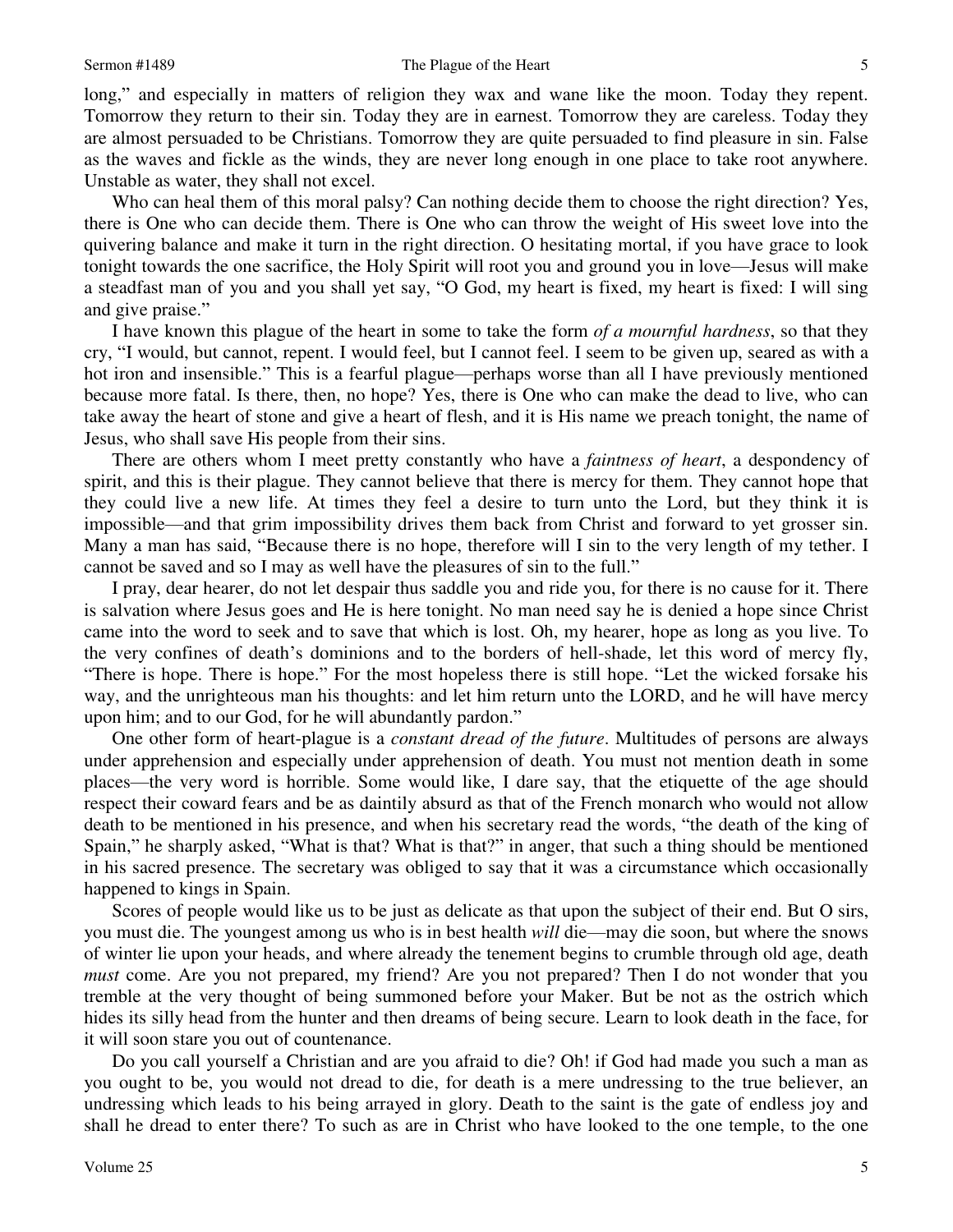long," and especially in matters of religion they wax and wane like the moon. Today they repent. Tomorrow they return to their sin. Today they are in earnest. Tomorrow they are careless. Today they are almost persuaded to be Christians. Tomorrow they are quite persuaded to find pleasure in sin. False as the waves and fickle as the winds, they are never long enough in one place to take root anywhere. Unstable as water, they shall not excel.

Who can heal them of this moral palsy? Can nothing decide them to choose the right direction? Yes, there is One who can decide them. There is One who can throw the weight of His sweet love into the quivering balance and make it turn in the right direction. O hesitating mortal, if you have grace to look tonight towards the one sacrifice, the Holy Spirit will root you and ground you in love—Jesus will make a steadfast man of you and you shall yet say, "O God, my heart is fixed, my heart is fixed: I will sing and give praise."

I have known this plague of the heart in some to take the form *of a mournful hardness*, so that they cry, "I would, but cannot, repent. I would feel, but I cannot feel. I seem to be given up, seared as with a hot iron and insensible." This is a fearful plague—perhaps worse than all I have previously mentioned because more fatal. Is there, then, no hope? Yes, there is One who can make the dead to live, who can take away the heart of stone and give a heart of flesh, and it is His name we preach tonight, the name of Jesus, who shall save His people from their sins.

There are others whom I meet pretty constantly who have a *faintness of heart*, a despondency of spirit, and this is their plague. They cannot believe that there is mercy for them. They cannot hope that they could live a new life. At times they feel a desire to turn unto the Lord, but they think it is impossible—and that grim impossibility drives them back from Christ and forward to yet grosser sin. Many a man has said, "Because there is no hope, therefore will I sin to the very length of my tether. I cannot be saved and so I may as well have the pleasures of sin to the full."

I pray, dear hearer, do not let despair thus saddle you and ride you, for there is no cause for it. There is salvation where Jesus goes and He is here tonight. No man need say he is denied a hope since Christ came into the word to seek and to save that which is lost. Oh, my hearer, hope as long as you live. To the very confines of death's dominions and to the borders of hell-shade, let this word of mercy fly, "There is hope. There is hope." For the most hopeless there is still hope. "Let the wicked forsake his way, and the unrighteous man his thoughts: and let him return unto the LORD, and he will have mercy upon him; and to our God, for he will abundantly pardon."

One other form of heart-plague is a *constant dread of the future*. Multitudes of persons are always under apprehension and especially under apprehension of death. You must not mention death in some places—the very word is horrible. Some would like, I dare say, that the etiquette of the age should respect their coward fears and be as daintily absurd as that of the French monarch who would not allow death to be mentioned in his presence, and when his secretary read the words, "the death of the king of Spain," he sharply asked, "What is that? What is that?" in anger, that such a thing should be mentioned in his sacred presence. The secretary was obliged to say that it was a circumstance which occasionally happened to kings in Spain.

Scores of people would like us to be just as delicate as that upon the subject of their end. But O sirs, you must die. The youngest among us who is in best health *will* die—may die soon, but where the snows of winter lie upon your heads, and where already the tenement begins to crumble through old age, death *must* come. Are you not prepared, my friend? Are you not prepared? Then I do not wonder that you tremble at the very thought of being summoned before your Maker. But be not as the ostrich which hides its silly head from the hunter and then dreams of being secure. Learn to look death in the face, for it will soon stare you out of countenance.

Do you call yourself a Christian and are you afraid to die? Oh! if God had made you such a man as you ought to be, you would not dread to die, for death is a mere undressing to the true believer, an undressing which leads to his being arrayed in glory. Death to the saint is the gate of endless joy and shall he dread to enter there? To such as are in Christ who have looked to the one temple, to the one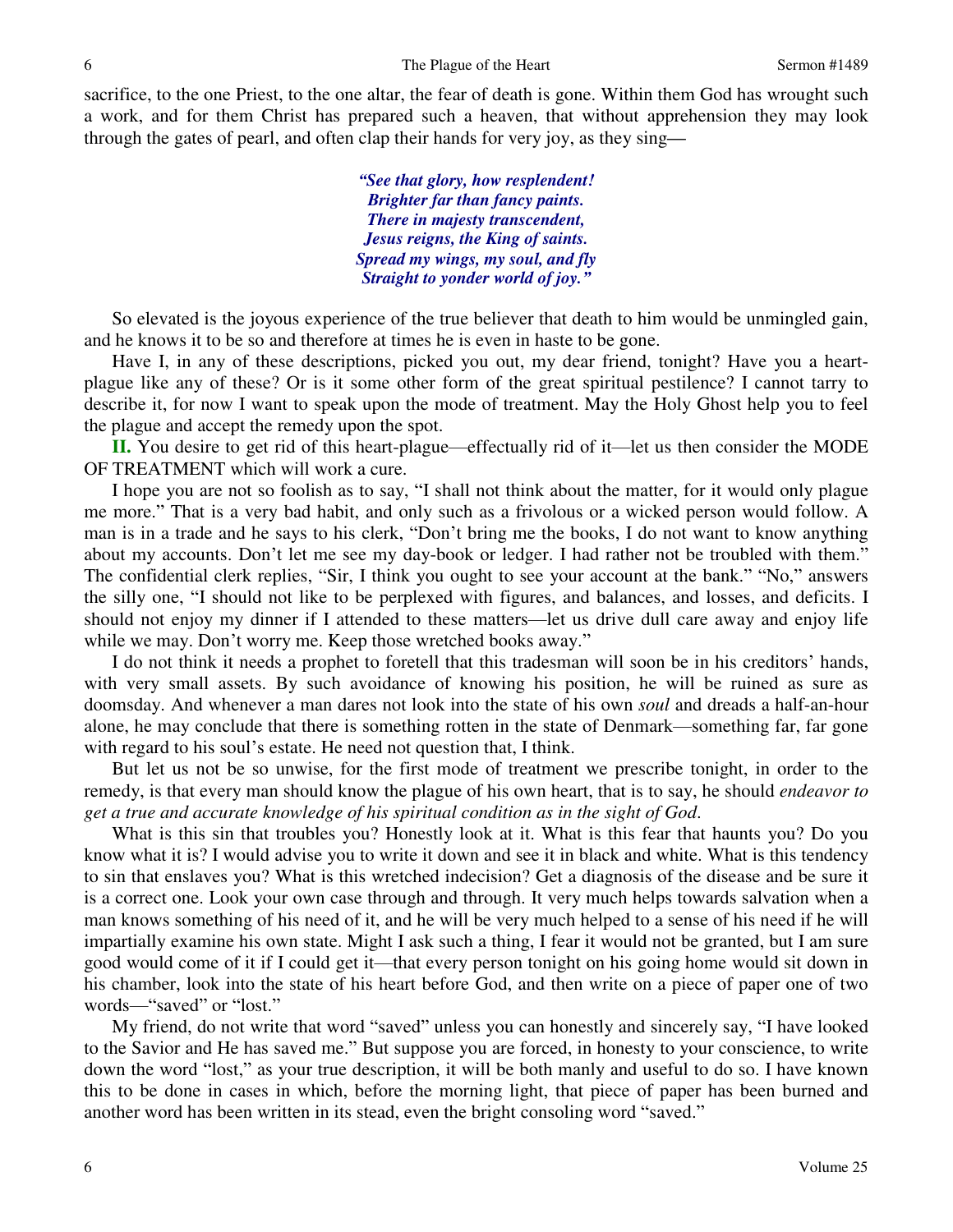sacrifice, to the one Priest, to the one altar, the fear of death is gone. Within them God has wrought such a work, and for them Christ has prepared such a heaven, that without apprehension they may look through the gates of pearl, and often clap their hands for very joy, as they sing—

> ***"See that glory, how resplendent!***
> ***Brighter far than fancy paints.***
> ***There in majesty transcendent,***
> ***Jesus reigns, the King of saints.***
> ***Spread my wings, my soul, and fly***
> ***Straight to yonder world of joy."***

So elevated is the joyous experience of the true believer that death to him would be unmingled gain, and he knows it to be so and therefore at times he is even in haste to be gone.

Have I, in any of these descriptions, picked you out, my dear friend, tonight? Have you a heart-plague like any of these? Or is it some other form of the great spiritual pestilence? I cannot tarry to describe it, for now I want to speak upon the mode of treatment. May the Holy Ghost help you to feel the plague and accept the remedy upon the spot.

**II.** You desire to get rid of this heart-plague—effectually rid of it—let us then consider the MODE OF TREATMENT which will work a cure.

I hope you are not so foolish as to say, "I shall not think about the matter, for it would only plague me more." That is a very bad habit, and only such as a frivolous or a wicked person would follow. A man is in a trade and he says to his clerk, "Don't bring me the books, I do not want to know anything about my accounts. Don't let me see my day-book or ledger. I had rather not be troubled with them." The confidential clerk replies, "Sir, I think you ought to see your account at the bank." "No," answers the silly one, "I should not like to be perplexed with figures, and balances, and losses, and deficits. I should not enjoy my dinner if I attended to these matters—let us drive dull care away and enjoy life while we may. Don't worry me. Keep those wretched books away."

I do not think it needs a prophet to foretell that this tradesman will soon be in his creditors' hands, with very small assets. By such avoidance of knowing his position, he will be ruined as sure as doomsday. And whenever a man dares not look into the state of his own *soul* and dreads a half-an-hour alone, he may conclude that there is something rotten in the state of Denmark—something far, far gone with regard to his soul's estate. He need not question that, I think.

But let us not be so unwise, for the first mode of treatment we prescribe tonight, in order to the remedy, is that every man should know the plague of his own heart, that is to say, he should *endeavor to get a true and accurate knowledge of his spiritual condition as in the sight of God*.

What is this sin that troubles you? Honestly look at it. What is this fear that haunts you? Do you know what it is? I would advise you to write it down and see it in black and white. What is this tendency to sin that enslaves you? What is this wretched indecision? Get a diagnosis of the disease and be sure it is a correct one. Look your own case through and through. It very much helps towards salvation when a man knows something of his need of it, and he will be very much helped to a sense of his need if he will impartially examine his own state. Might I ask such a thing, I fear it would not be granted, but I am sure good would come of it if I could get it—that every person tonight on his going home would sit down in his chamber, look into the state of his heart before God, and then write on a piece of paper one of two words—"saved" or "lost."

My friend, do not write that word "saved" unless you can honestly and sincerely say, "I have looked to the Savior and He has saved me." But suppose you are forced, in honesty to your conscience, to write down the word "lost," as your true description, it will be both manly and useful to do so. I have known this to be done in cases in which, before the morning light, that piece of paper has been burned and another word has been written in its stead, even the bright consoling word "saved."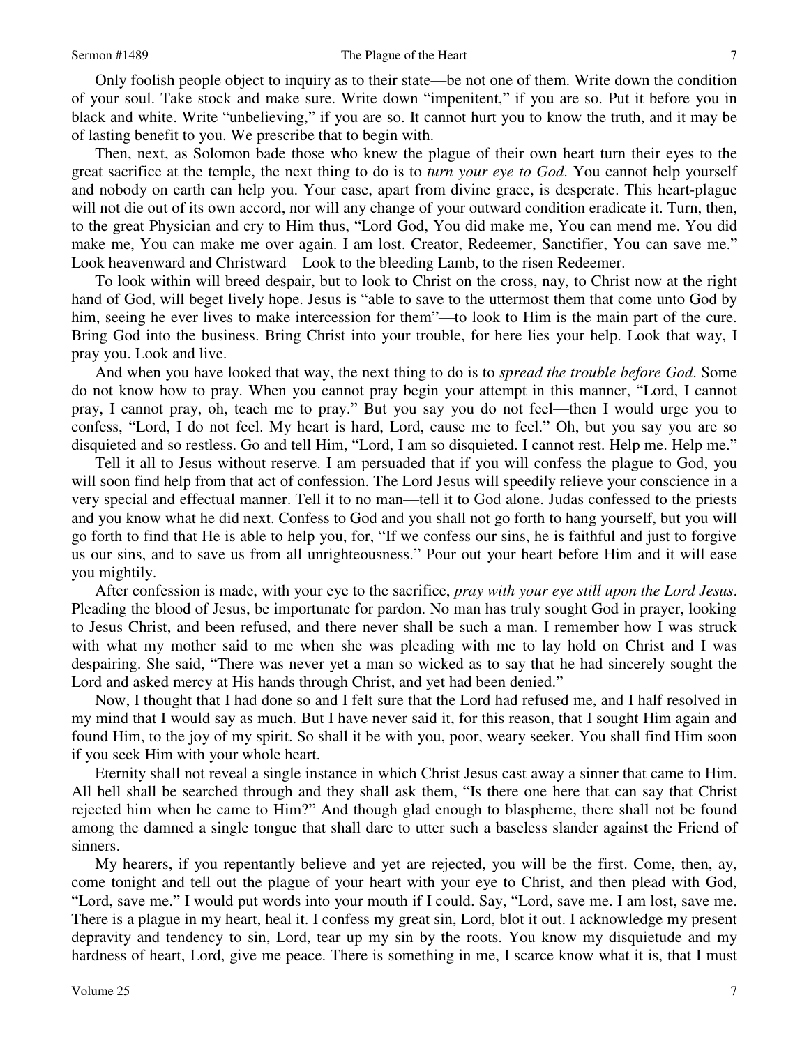Only foolish people object to inquiry as to their state—be not one of them. Write down the condition of your soul. Take stock and make sure. Write down "impenitent," if you are so. Put it before you in black and white. Write "unbelieving," if you are so. It cannot hurt you to know the truth, and it may be of lasting benefit to you. We prescribe that to begin with.

Then, next, as Solomon bade those who knew the plague of their own heart turn their eyes to the great sacrifice at the temple, the next thing to do is to *turn your eye to God*. You cannot help yourself and nobody on earth can help you. Your case, apart from divine grace, is desperate. This heart-plague will not die out of its own accord, nor will any change of your outward condition eradicate it. Turn, then, to the great Physician and cry to Him thus, "Lord God, You did make me, You can mend me. You did make me, You can make me over again. I am lost. Creator, Redeemer, Sanctifier, You can save me." Look heavenward and Christward—Look to the bleeding Lamb, to the risen Redeemer.

To look within will breed despair, but to look to Christ on the cross, nay, to Christ now at the right hand of God, will beget lively hope. Jesus is "able to save to the uttermost them that come unto God by him, seeing he ever lives to make intercession for them"—to look to Him is the main part of the cure. Bring God into the business. Bring Christ into your trouble, for here lies your help. Look that way, I pray you. Look and live.

And when you have looked that way, the next thing to do is to *spread the trouble before God*. Some do not know how to pray. When you cannot pray begin your attempt in this manner, "Lord, I cannot pray, I cannot pray, oh, teach me to pray." But you say you do not feel—then I would urge you to confess, "Lord, I do not feel. My heart is hard, Lord, cause me to feel." Oh, but you say you are so disquieted and so restless. Go and tell Him, "Lord, I am so disquieted. I cannot rest. Help me. Help me."

Tell it all to Jesus without reserve. I am persuaded that if you will confess the plague to God, you will soon find help from that act of confession. The Lord Jesus will speedily relieve your conscience in a very special and effectual manner. Tell it to no man—tell it to God alone. Judas confessed to the priests and you know what he did next. Confess to God and you shall not go forth to hang yourself, but you will go forth to find that He is able to help you, for, "If we confess our sins, he is faithful and just to forgive us our sins, and to save us from all unrighteousness." Pour out your heart before Him and it will ease you mightily.

After confession is made, with your eye to the sacrifice, *pray with your eye still upon the Lord Jesus*. Pleading the blood of Jesus, be importunate for pardon. No man has truly sought God in prayer, looking to Jesus Christ, and been refused, and there never shall be such a man. I remember how I was struck with what my mother said to me when she was pleading with me to lay hold on Christ and I was despairing. She said, "There was never yet a man so wicked as to say that he had sincerely sought the Lord and asked mercy at His hands through Christ, and yet had been denied."

Now, I thought that I had done so and I felt sure that the Lord had refused me, and I half resolved in my mind that I would say as much. But I have never said it, for this reason, that I sought Him again and found Him, to the joy of my spirit. So shall it be with you, poor, weary seeker. You shall find Him soon if you seek Him with your whole heart.

Eternity shall not reveal a single instance in which Christ Jesus cast away a sinner that came to Him. All hell shall be searched through and they shall ask them, "Is there one here that can say that Christ rejected him when he came to Him?" And though glad enough to blaspheme, there shall not be found among the damned a single tongue that shall dare to utter such a baseless slander against the Friend of sinners.

My hearers, if you repentantly believe and yet are rejected, you will be the first. Come, then, ay, come tonight and tell out the plague of your heart with your eye to Christ, and then plead with God, "Lord, save me." I would put words into your mouth if I could. Say, "Lord, save me. I am lost, save me. There is a plague in my heart, heal it. I confess my great sin, Lord, blot it out. I acknowledge my present depravity and tendency to sin, Lord, tear up my sin by the roots. You know my disquietude and my hardness of heart, Lord, give me peace. There is something in me, I scarce know what it is, that I must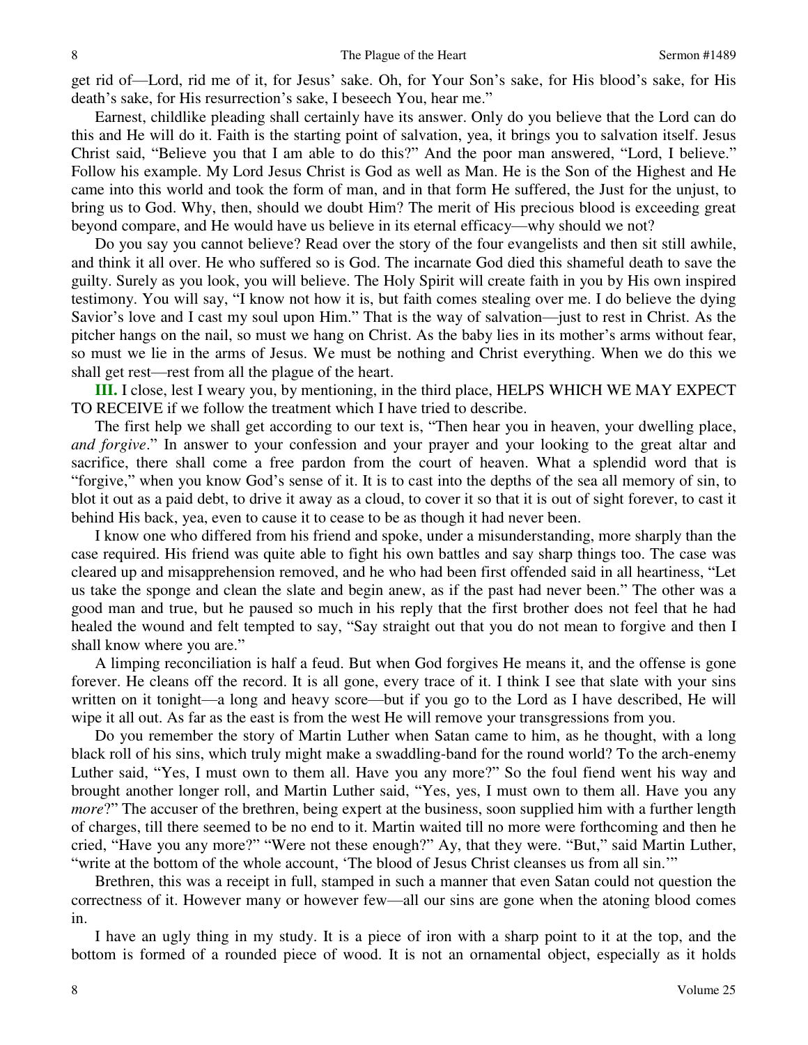get rid of—Lord, rid me of it, for Jesus' sake. Oh, for Your Son's sake, for His blood's sake, for His death's sake, for His resurrection's sake, I beseech You, hear me."

Earnest, childlike pleading shall certainly have its answer. Only do you believe that the Lord can do this and He will do it. Faith is the starting point of salvation, yea, it brings you to salvation itself. Jesus Christ said, "Believe you that I am able to do this?" And the poor man answered, "Lord, I believe." Follow his example. My Lord Jesus Christ is God as well as Man. He is the Son of the Highest and He came into this world and took the form of man, and in that form He suffered, the Just for the unjust, to bring us to God. Why, then, should we doubt Him? The merit of His precious blood is exceeding great beyond compare, and He would have us believe in its eternal efficacy—why should we not?

Do you say you cannot believe? Read over the story of the four evangelists and then sit still awhile, and think it all over. He who suffered so is God. The incarnate God died this shameful death to save the guilty. Surely as you look, you will believe. The Holy Spirit will create faith in you by His own inspired testimony. You will say, "I know not how it is, but faith comes stealing over me. I do believe the dying Savior's love and I cast my soul upon Him." That is the way of salvation—just to rest in Christ. As the pitcher hangs on the nail, so must we hang on Christ. As the baby lies in its mother's arms without fear, so must we lie in the arms of Jesus. We must be nothing and Christ everything. When we do this we shall get rest—rest from all the plague of the heart.

**III.** I close, lest I weary you, by mentioning, in the third place, HELPS WHICH WE MAY EXPECT TO RECEIVE if we follow the treatment which I have tried to describe.

The first help we shall get according to our text is, "Then hear you in heaven, your dwelling place, *and forgive*." In answer to your confession and your prayer and your looking to the great altar and sacrifice, there shall come a free pardon from the court of heaven. What a splendid word that is "forgive," when you know God's sense of it. It is to cast into the depths of the sea all memory of sin, to blot it out as a paid debt, to drive it away as a cloud, to cover it so that it is out of sight forever, to cast it behind His back, yea, even to cause it to cease to be as though it had never been.

I know one who differed from his friend and spoke, under a misunderstanding, more sharply than the case required. His friend was quite able to fight his own battles and say sharp things too. The case was cleared up and misapprehension removed, and he who had been first offended said in all heartiness, "Let us take the sponge and clean the slate and begin anew, as if the past had never been." The other was a good man and true, but he paused so much in his reply that the first brother does not feel that he had healed the wound and felt tempted to say, "Say straight out that you do not mean to forgive and then I shall know where you are."

A limping reconciliation is half a feud. But when God forgives He means it, and the offense is gone forever. He cleans off the record. It is all gone, every trace of it. I think I see that slate with your sins written on it tonight—a long and heavy score—but if you go to the Lord as I have described, He will wipe it all out. As far as the east is from the west He will remove your transgressions from you.

Do you remember the story of Martin Luther when Satan came to him, as he thought, with a long black roll of his sins, which truly might make a swaddling-band for the round world? To the arch-enemy Luther said, "Yes, I must own to them all. Have you any more?" So the foul fiend went his way and brought another longer roll, and Martin Luther said, "Yes, yes, I must own to them all. Have you any *more*?" The accuser of the brethren, being expert at the business, soon supplied him with a further length of charges, till there seemed to be no end to it. Martin waited till no more were forthcoming and then he cried, "Have you any more?" "Were not these enough?" Ay, that they were. "But," said Martin Luther, "write at the bottom of the whole account, 'The blood of Jesus Christ cleanses us from all sin.'"

Brethren, this was a receipt in full, stamped in such a manner that even Satan could not question the correctness of it. However many or however few—all our sins are gone when the atoning blood comes in.

I have an ugly thing in my study. It is a piece of iron with a sharp point to it at the top, and the bottom is formed of a rounded piece of wood. It is not an ornamental object, especially as it holds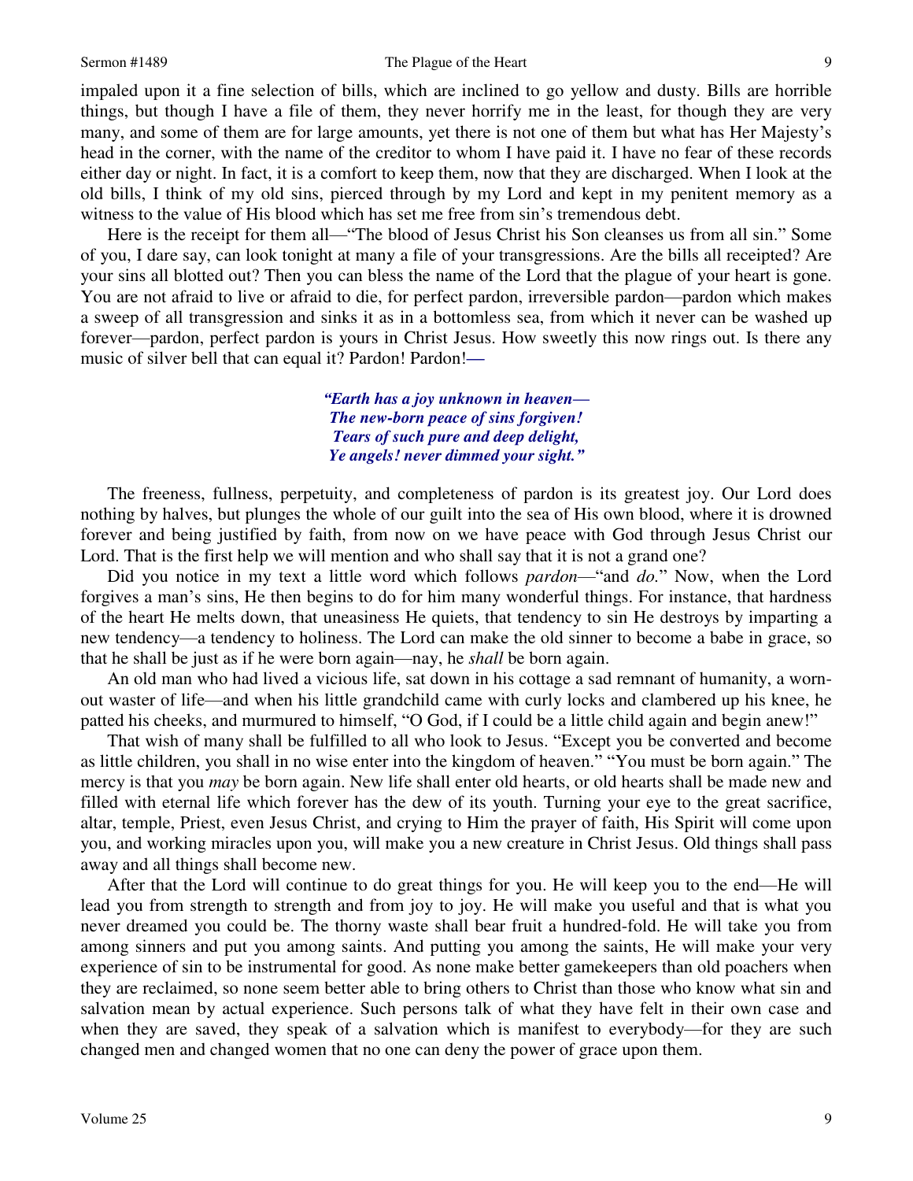impaled upon it a fine selection of bills, which are inclined to go yellow and dusty. Bills are horrible things, but though I have a file of them, they never horrify me in the least, for though they are very many, and some of them are for large amounts, yet there is not one of them but what has Her Majesty's head in the corner, with the name of the creditor to whom I have paid it. I have no fear of these records either day or night. In fact, it is a comfort to keep them, now that they are discharged. When I look at the old bills, I think of my old sins, pierced through by my Lord and kept in my penitent memory as a witness to the value of His blood which has set me free from sin's tremendous debt.

Here is the receipt for them all—"The blood of Jesus Christ his Son cleanses us from all sin." Some of you, I dare say, can look tonight at many a file of your transgressions. Are the bills all receipted? Are your sins all blotted out? Then you can bless the name of the Lord that the plague of your heart is gone. You are not afraid to live or afraid to die, for perfect pardon, irreversible pardon—pardon which makes a sweep of all transgression and sinks it as in a bottomless sea, from which it never can be washed up forever—pardon, perfect pardon is yours in Christ Jesus. How sweetly this now rings out. Is there any music of silver bell that can equal it? Pardon! Pardon!—

> ***"Earth has a joy unknown in heaven—***
> ***The new-born peace of sins forgiven!***
> ***Tears of such pure and deep delight,***
> ***Ye angels! never dimmed your sight."***

The freeness, fullness, perpetuity, and completeness of pardon is its greatest joy. Our Lord does nothing by halves, but plunges the whole of our guilt into the sea of His own blood, where it is drowned forever and being justified by faith, from now on we have peace with God through Jesus Christ our Lord. That is the first help we will mention and who shall say that it is not a grand one?

Did you notice in my text a little word which follows *pardon*—"and *do*." Now, when the Lord forgives a man's sins, He then begins to do for him many wonderful things. For instance, that hardness of the heart He melts down, that uneasiness He quiets, that tendency to sin He destroys by imparting a new tendency—a tendency to holiness. The Lord can make the old sinner to become a babe in grace, so that he shall be just as if he were born again—nay, he *shall* be born again.

An old man who had lived a vicious life, sat down in his cottage a sad remnant of humanity, a worn-out waster of life—and when his little grandchild came with curly locks and clambered up his knee, he patted his cheeks, and murmured to himself, "O God, if I could be a little child again and begin anew!"

That wish of many shall be fulfilled to all who look to Jesus. "Except you be converted and become as little children, you shall in no wise enter into the kingdom of heaven." "You must be born again." The mercy is that you *may* be born again. New life shall enter old hearts, or old hearts shall be made new and filled with eternal life which forever has the dew of its youth. Turning your eye to the great sacrifice, altar, temple, Priest, even Jesus Christ, and crying to Him the prayer of faith, His Spirit will come upon you, and working miracles upon you, will make you a new creature in Christ Jesus. Old things shall pass away and all things shall become new.

After that the Lord will continue to do great things for you. He will keep you to the end—He will lead you from strength to strength and from joy to joy. He will make you useful and that is what you never dreamed you could be. The thorny waste shall bear fruit a hundred-fold. He will take you from among sinners and put you among saints. And putting you among the saints, He will make your very experience of sin to be instrumental for good. As none make better gamekeepers than old poachers when they are reclaimed, so none seem better able to bring others to Christ than those who know what sin and salvation mean by actual experience. Such persons talk of what they have felt in their own case and when they are saved, they speak of a salvation which is manifest to everybody—for they are such changed men and changed women that no one can deny the power of grace upon them.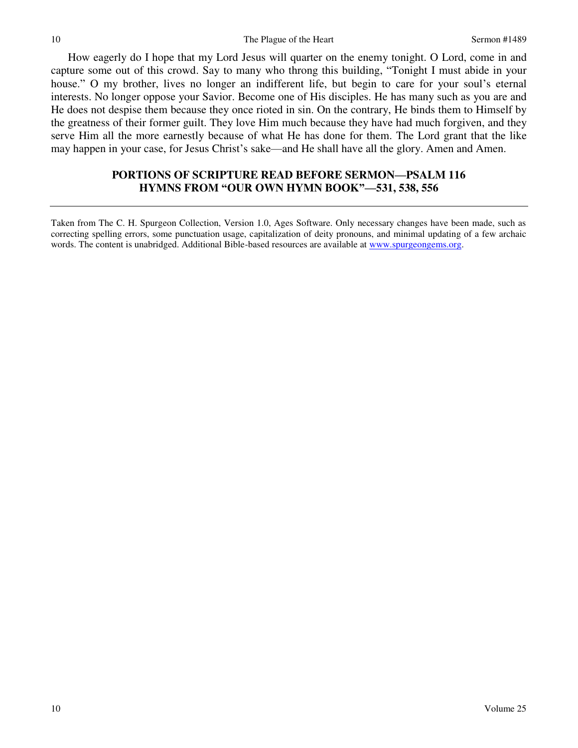How eagerly do I hope that my Lord Jesus will quarter on the enemy tonight. O Lord, come in and capture some out of this crowd. Say to many who throng this building, "Tonight I must abide in your house." O my brother, lives no longer an indifferent life, but begin to care for your soul's eternal interests. No longer oppose your Savior. Become one of His disciples. He has many such as you are and He does not despise them because they once rioted in sin. On the contrary, He binds them to Himself by the greatness of their former guilt. They love Him much because they have had much forgiven, and they serve Him all the more earnestly because of what He has done for them. The Lord grant that the like may happen in your case, for Jesus Christ's sake—and He shall have all the glory. Amen and Amen.

**PORTIONS OF SCRIPTURE READ BEFORE SERMON—PSALM 116**
**HYMNS FROM "OUR OWN HYMN BOOK"—531, 538, 556**

---

Taken from The C. H. Spurgeon Collection, Version 1.0, Ages Software. Only necessary changes have been made, such as correcting spelling errors, some punctuation usage, capitalization of deity pronouns, and minimal updating of a few archaic words. The content is unabridged. Additional Bible-based resources are available at www.spurgeongems.org.